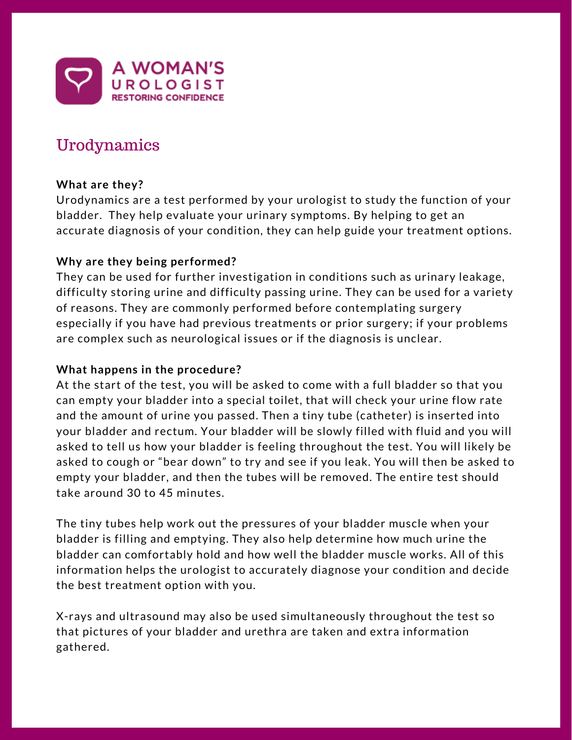A WOMAN'S UROLOGIST
RESTORING CONFIDENCE

# Urodynamics

**What are they?**

Urodynamics are a test performed by your urologist to study the function of your bladder. They help evaluate your urinary symptoms. By helping to get an accurate diagnosis of your condition, they can help guide your treatment options.

**Why are they being performed?**

They can be used for further investigation in conditions such as urinary leakage, difficulty storing urine and difficulty passing urine. They can be used for a variety of reasons. They are commonly performed before contemplating surgery especially if you have had previous treatments or prior surgery; if your problems are complex such as neurological issues or if the diagnosis is unclear.

**What happens in the procedure?**

At the start of the test, you will be asked to come with a full bladder so that you can empty your bladder into a special toilet, that will check your urine flow rate and the amount of urine you passed. Then a tiny tube (catheter) is inserted into your bladder and rectum. Your bladder will be slowly filled with fluid and you will asked to tell us how your bladder is feeling throughout the test. You will likely be asked to cough or "bear down" to try and see if you leak. You will then be asked to empty your bladder, and then the tubes will be removed. The entire test should take around 30 to 45 minutes.

The tiny tubes help work out the pressures of your bladder muscle when your bladder is filling and emptying. They also help determine how much urine the bladder can comfortably hold and how well the bladder muscle works. All of this information helps the urologist to accurately diagnose your condition and decide the best treatment option with you.

X-rays and ultrasound may also be used simultaneously throughout the test so that pictures of your bladder and urethra are taken and extra information gathered.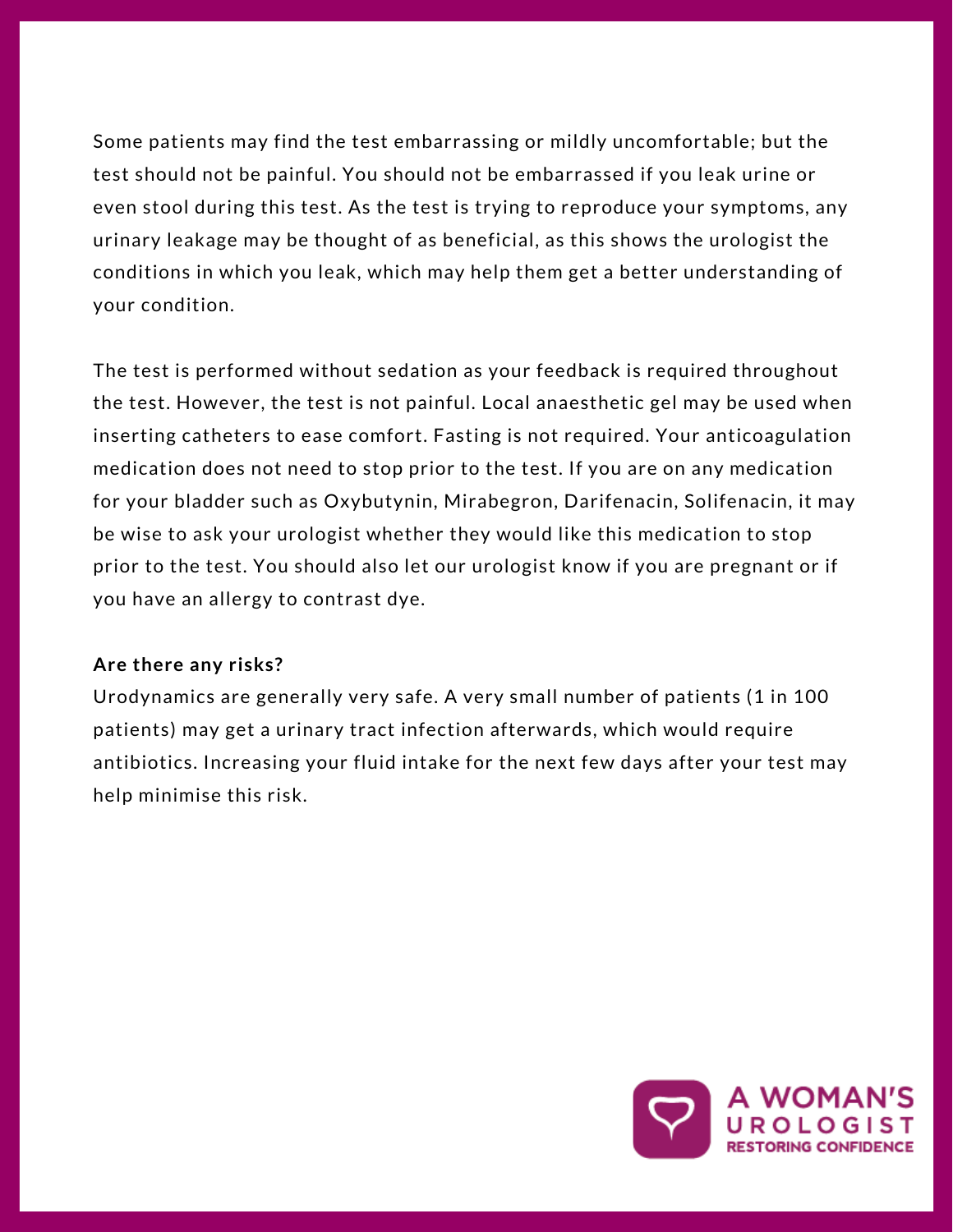Some patients may find the test embarrassing or mildly uncomfortable; but the test should not be painful. You should not be embarrassed if you leak urine or even stool during this test. As the test is trying to reproduce your symptoms, any urinary leakage may be thought of as beneficial, as this shows the urologist the conditions in which you leak, which may help them get a better understanding of your condition.

The test is performed without sedation as your feedback is required throughout the test. However, the test is not painful. Local anaesthetic gel may be used when inserting catheters to ease comfort. Fasting is not required. Your anticoagulation medication does not need to stop prior to the test. If you are on any medication for your bladder such as Oxybutynin, Mirabegron, Darifenacin, Solifenacin, it may be wise to ask your urologist whether they would like this medication to stop prior to the test. You should also let our urologist know if you are pregnant or if you have an allergy to contrast dye.

**Are there any risks?**

Urodynamics are generally very safe. A very small number of patients (1 in 100 patients) may get a urinary tract infection afterwards, which would require antibiotics. Increasing your fluid intake for the next few days after your test may help minimise this risk.

A WOMAN'S UROLOGIST

RESTORING CONFIDENCE